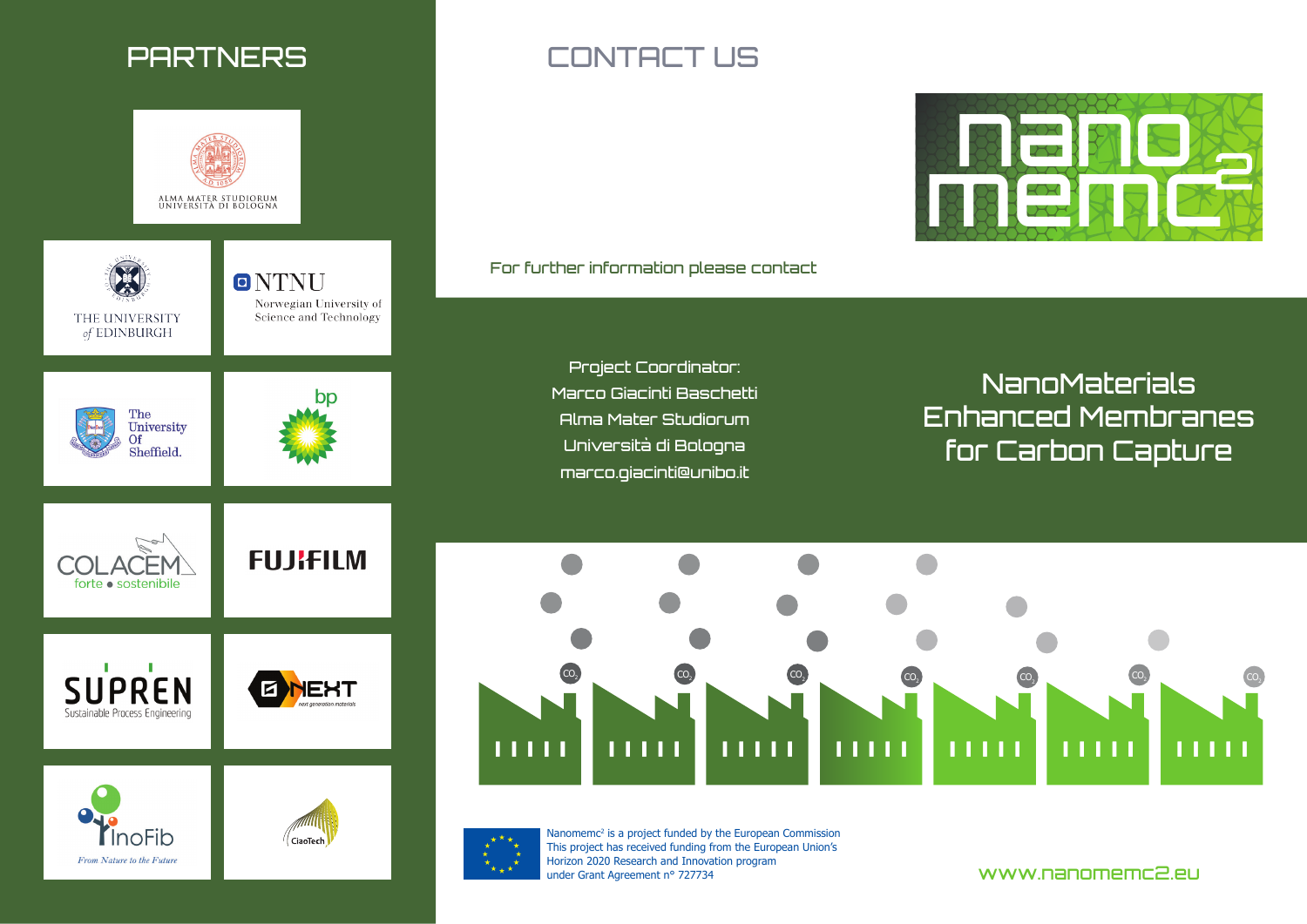# PARTNERS

- Alma Mater Studiorum Università di Bologna
- The University of Edinburgh
- NTNU Norwegian University of Science and Technology
- The University Of Sheffield.
- bp
- COLACEM forte • sostenibile
- FUJIFILM
- SUPREN Sustainable Process Engineering
- G NEXT next generation materials
- InoFib From Nature to the Future
- CiaoTech

# CONTACT US

nano memc²

For further information please contact

Project Coordinator:
Marco Giacinti Baschetti
Alma Mater Studiorum
Università di Bologna
marco.giacinti@unibo.it

## NanoMaterials Enhanced Membranes for Carbon Capture

Nanomemc² is a project funded by the European Commission
This project has received funding from the European Union's
Horizon 2020 Research and Innovation program
under Grant Agreement n° 727734

www.nanomemc2.eu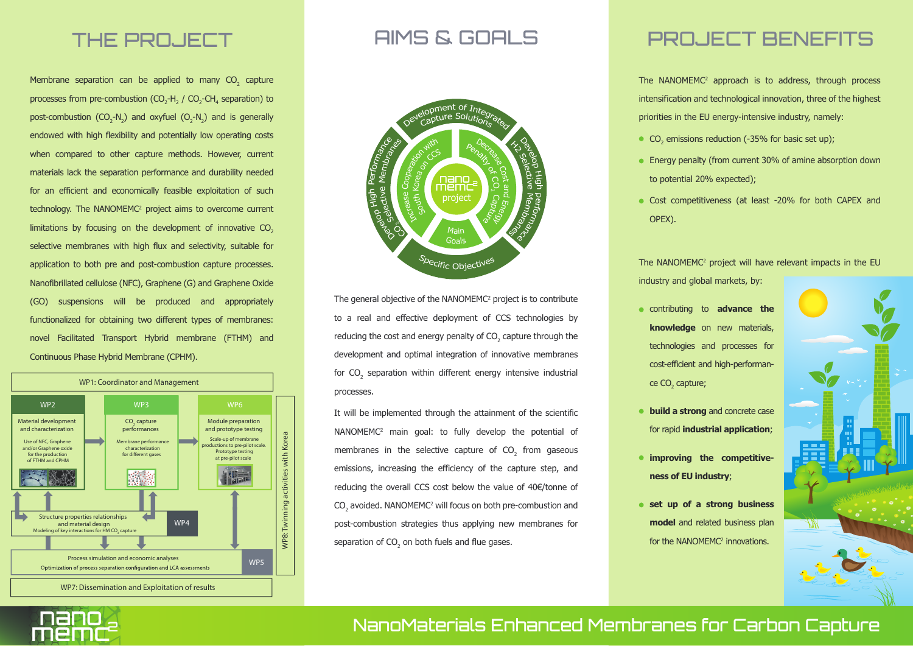# THE PROJECT

Membrane separation can be applied to many $CO_2$ capture processes from pre-combustion ($CO_2$-$H_2$ / $CO_2$-$CH_4$ separation) to post-combustion ($CO_2$-$N_2$) and oxyfuel ($O_2$-$N_2$) and is generally endowed with high flexibility and potentially low operating costs when compared to other capture methods. However, current materials lack the separation performance and durability needed for an efficient and economically feasible exploitation of such technology. The NANOMEMC² project aims to overcome current limitations by focusing on the development of innovative $CO_2$ selective membranes with high flux and selectivity, suitable for application to both pre and post-combustion capture processes. Nanofibrillated cellulose (NFC), Graphene (G) and Graphene Oxide (GO) suspensions will be produced and appropriately functionalized for obtaining two different types of membranes: novel Facilitated Transport Hybrid membrane (FTHM) and Continuous Phase Hybrid Membrane (CPHM).

WP1: Coordinator and Management

WP2
Material development and characterization
Use of NFC, Graphene and/or Graphene oxide for the production of FTHM and CPHM

WP3
$CO_2$ capture performances
Membrane performance characterization for different gases

WP6
Module preparation and prototype testing
Scale-up of membrane productions to pre-pilot scale. Prototype testing at pre-pilot scale

WP4
Structure properties relationships and material design
Modeling of key interactions for HM $CO_2$ capture

WP5
Process simulation and economic analyses
Optimization of process separation configuration and LCA assessments

WP7: Dissemination and Exploitation of results

WP8: Twinning activities with Korea

# AIMS & GOALS

nano memc² project

Main Goals:
- Increase Cooperation with South Korea on CCS
- Decrease Penalty of $CO_2$ Capture and Energy Cost

Specific Objectives:
- Development of Integrated Capture Solutions
- Develop High Performance H2 Selective Membranes
- Develop High Performance $CO_2$ Selective Membranes

The general objective of the NANOMEMC² project is to contribute to a real and effective deployment of CCS technologies by reducing the cost and energy penalty of $CO_2$ capture through the development and optimal integration of innovative membranes for $CO_2$ separation within different energy intensive industrial processes.

It will be implemented through the attainment of the scientific NANOMEMC² main goal: to fully develop the potential of membranes in the selective capture of $CO_2$ from gaseous emissions, increasing the efficiency of the capture step, and reducing the overall CCS cost below the value of 40€/tonne of $CO_2$ avoided. NANOMEMC² will focus on both pre-combustion and post-combustion strategies thus applying new membranes for separation of $CO_2$ on both fuels and flue gases.

# PROJECT BENEFITS

The NANOMEMC² approach is to address, through process intensification and technological innovation, three of the highest priorities in the EU energy-intensive industry, namely:

- $CO_2$ emissions reduction (-35% for basic set up);
- Energy penalty (from current 30% of amine absorption down to potential 20% expected);
- Cost competitiveness (at least -20% for both CAPEX and OPEX).

The NANOMEMC² project will have relevant impacts in the EU industry and global markets, by:

- contributing to **advance the knowledge** on new materials, technologies and processes for cost-efficient and high-performance $CO_2$ capture;
- **build a strong** and concrete case for rapid **industrial application**;
- **improving the competitiveness of EU industry**;
- **set up of a strong business model** and related business plan for the NANOMEMC² innovations.

nano memc²

NanoMaterials Enhanced Membranes for Carbon Capture